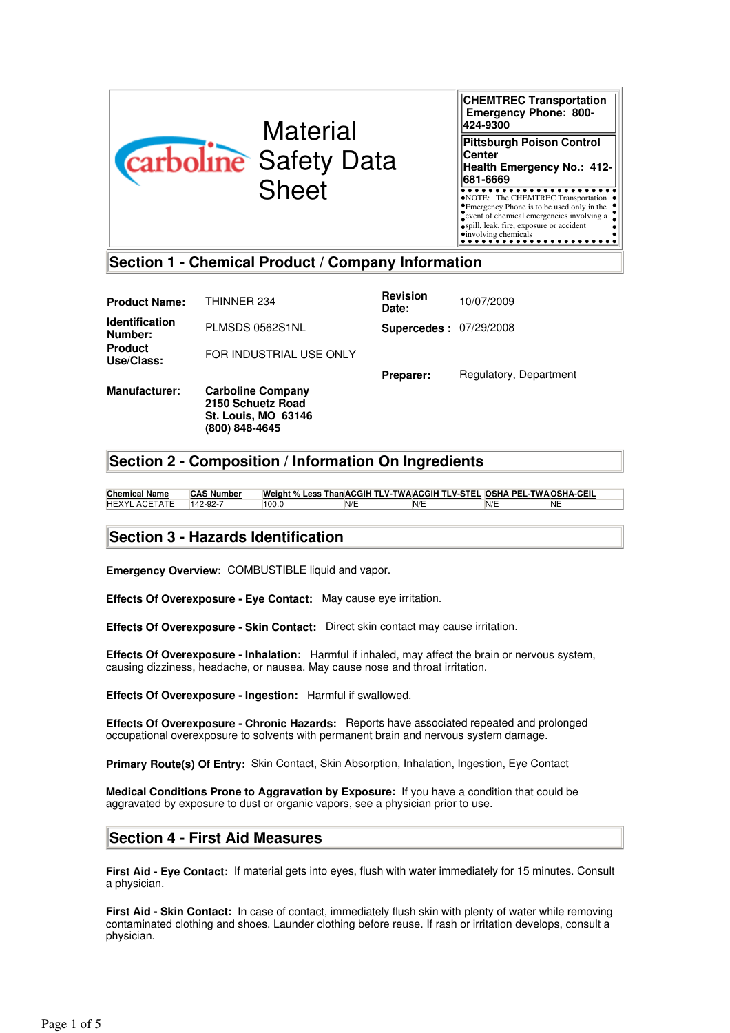carboline

# Material Safety Data Sheet

**CHEMTREC Transportation Emergency Phone: 800-424-9300**

**Pittsburgh Poison Control Center**
**Health Emergency No.: 412-681-6669**

NOTE: The CHEMTREC Transportation Emergency Phone is to be used only in the event of chemical emergencies involving a spill, leak, fire, exposure or accident involving chemicals

## Section 1 - Chemical Product / Company Information

**Product Name:** THINNER 234

**Revision Date:** 10/07/2009

**Identification Number:** PLMSDS 0562S1NL

**Supercedes :** 07/29/2008

**Product Use/Class:** FOR INDUSTRIAL USE ONLY

**Preparer:** Regulatory, Department

**Manufacturer:**
**Carboline Company**
**2150 Schuetz Road**
**St. Louis, MO 63146**
**(800) 848-4645**

## Section 2 - Composition / Information On Ingredients

| Chemical Name | CAS Number | Weight % Less Than | ACGIH TLV-TWA | ACGIH TLV-STEL | OSHA PEL-TWA | OSHA-CEIL |
|---|---|---|---|---|---|---|
| HEXYL ACETATE | 142-92-7 | 100.0 | N/E | N/E | N/E | NE |

## Section 3 - Hazards Identification

**Emergency Overview:** COMBUSTIBLE liquid and vapor.

**Effects Of Overexposure - Eye Contact:** May cause eye irritation.

**Effects Of Overexposure - Skin Contact:** Direct skin contact may cause irritation.

**Effects Of Overexposure - Inhalation:** Harmful if inhaled, may affect the brain or nervous system, causing dizziness, headache, or nausea. May cause nose and throat irritation.

**Effects Of Overexposure - Ingestion:** Harmful if swallowed.

**Effects Of Overexposure - Chronic Hazards:** Reports have associated repeated and prolonged occupational overexposure to solvents with permanent brain and nervous system damage.

**Primary Route(s) Of Entry:** Skin Contact, Skin Absorption, Inhalation, Ingestion, Eye Contact

**Medical Conditions Prone to Aggravation by Exposure:** If you have a condition that could be aggravated by exposure to dust or organic vapors, see a physician prior to use.

## Section 4 - First Aid Measures

**First Aid - Eye Contact:** If material gets into eyes, flush with water immediately for 15 minutes. Consult a physician.

**First Aid - Skin Contact:** In case of contact, immediately flush skin with plenty of water while removing contaminated clothing and shoes. Launder clothing before reuse. If rash or irritation develops, consult a physician.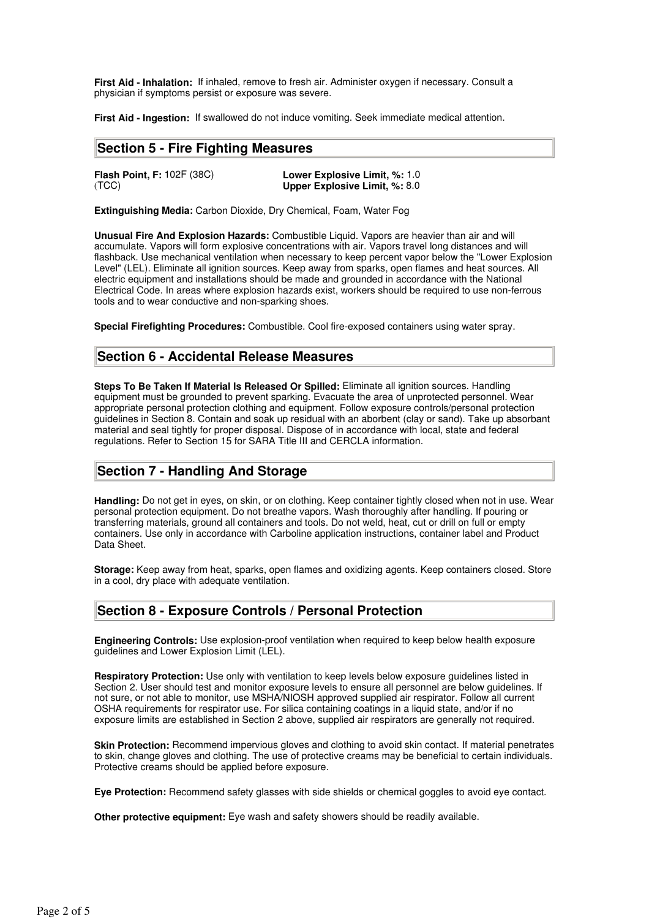**First Aid - Inhalation:** If inhaled, remove to fresh air. Administer oxygen if necessary. Consult a physician if symptoms persist or exposure was severe.

**First Aid - Ingestion:** If swallowed do not induce vomiting. Seek immediate medical attention.

## Section 5 - Fire Fighting Measures

**Flash Point, F:** 102F (38C)
(TCC)

**Lower Explosive Limit, %:** 1.0
**Upper Explosive Limit, %:** 8.0

**Extinguishing Media:** Carbon Dioxide, Dry Chemical, Foam, Water Fog

**Unusual Fire And Explosion Hazards:** Combustible Liquid. Vapors are heavier than air and will accumulate. Vapors will form explosive concentrations with air. Vapors travel long distances and will flashback. Use mechanical ventilation when necessary to keep percent vapor below the "Lower Explosion Level" (LEL). Eliminate all ignition sources. Keep away from sparks, open flames and heat sources. All electric equipment and installations should be made and grounded in accordance with the National Electrical Code. In areas where explosion hazards exist, workers should be required to use non-ferrous tools and to wear conductive and non-sparking shoes.

**Special Firefighting Procedures:** Combustible. Cool fire-exposed containers using water spray.

## Section 6 - Accidental Release Measures

**Steps To Be Taken If Material Is Released Or Spilled:** Eliminate all ignition sources. Handling equipment must be grounded to prevent sparking. Evacuate the area of unprotected personnel. Wear appropriate personal protection clothing and equipment. Follow exposure controls/personal protection guidelines in Section 8. Contain and soak up residual with an aborbent (clay or sand). Take up absorbant material and seal tightly for proper disposal. Dispose of in accordance with local, state and federal regulations. Refer to Section 15 for SARA Title III and CERCLA information.

## Section 7 - Handling And Storage

**Handling:** Do not get in eyes, on skin, or on clothing. Keep container tightly closed when not in use. Wear personal protection equipment. Do not breathe vapors. Wash thoroughly after handling. If pouring or transferring materials, ground all containers and tools. Do not weld, heat, cut or drill on full or empty containers. Use only in accordance with Carboline application instructions, container label and Product Data Sheet.

**Storage:** Keep away from heat, sparks, open flames and oxidizing agents. Keep containers closed. Store in a cool, dry place with adequate ventilation.

## Section 8 - Exposure Controls / Personal Protection

**Engineering Controls:** Use explosion-proof ventilation when required to keep below health exposure guidelines and Lower Explosion Limit (LEL).

**Respiratory Protection:** Use only with ventilation to keep levels below exposure guidelines listed in Section 2. User should test and monitor exposure levels to ensure all personnel are below guidelines. If not sure, or not able to monitor, use MSHA/NIOSH approved supplied air respirator. Follow all current OSHA requirements for respirator use. For silica containing coatings in a liquid state, and/or if no exposure limits are established in Section 2 above, supplied air respirators are generally not required.

**Skin Protection:** Recommend impervious gloves and clothing to avoid skin contact. If material penetrates to skin, change gloves and clothing. The use of protective creams may be beneficial to certain individuals. Protective creams should be applied before exposure.

**Eye Protection:** Recommend safety glasses with side shields or chemical goggles to avoid eye contact.

**Other protective equipment:** Eye wash and safety showers should be readily available.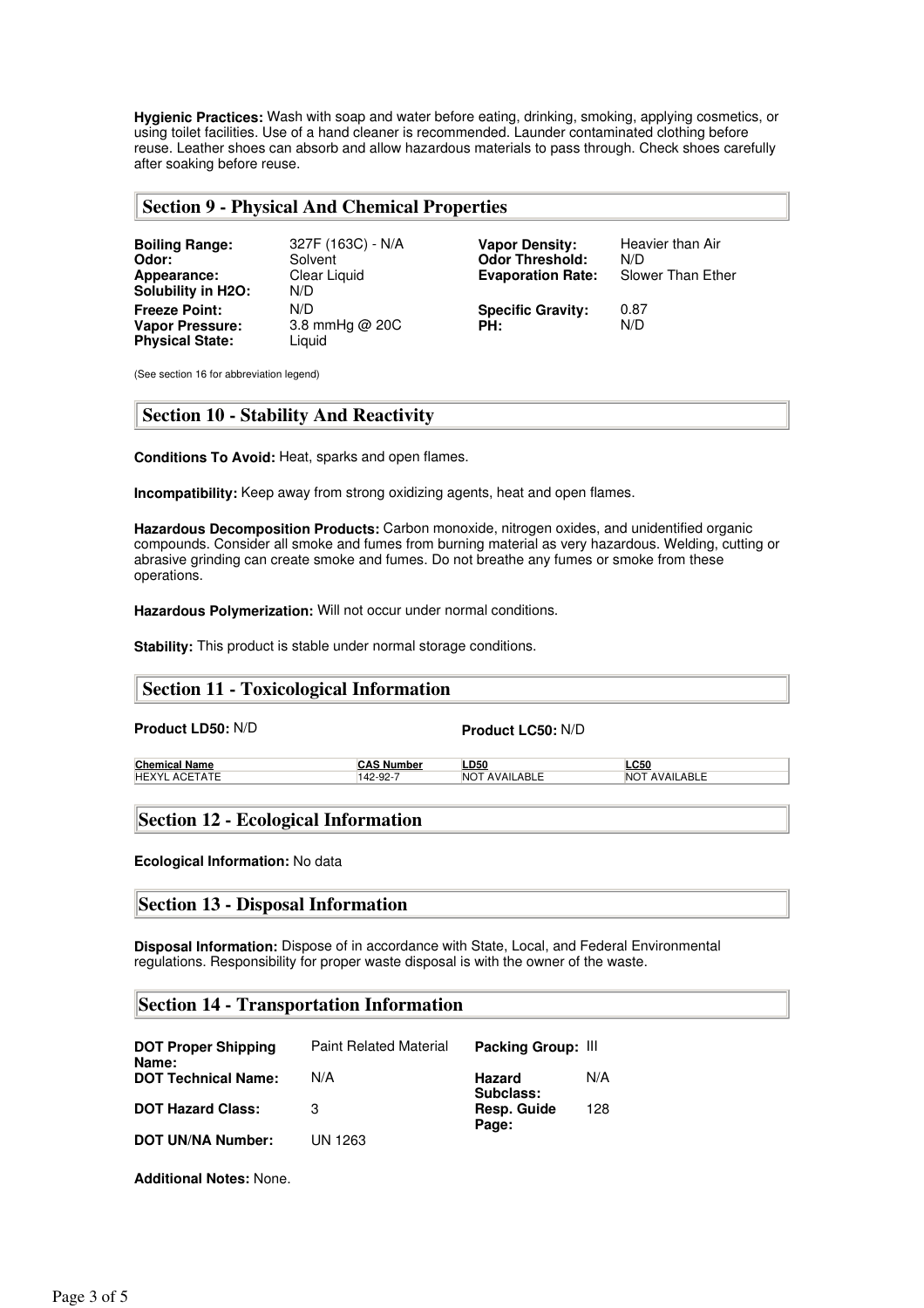**Hygienic Practices:** Wash with soap and water before eating, drinking, smoking, applying cosmetics, or using toilet facilities. Use of a hand cleaner is recommended. Launder contaminated clothing before reuse. Leather shoes can absorb and allow hazardous materials to pass through. Check shoes carefully after soaking before reuse.

## Section 9 - Physical And Chemical Properties

| | | | |
|---|---|---|---|
| **Boiling Range:** | 327F (163C) - N/A | **Vapor Density:** | Heavier than Air |
| **Odor:** | Solvent | **Odor Threshold:** | N/D |
| **Appearance:** | Clear Liquid | **Evaporation Rate:** | Slower Than Ether |
| **Solubility in H2O:** | N/D | | |
| **Freeze Point:** | N/D | **Specific Gravity:** | 0.87 |
| **Vapor Pressure:** | 3.8 mmHg @ 20C | **PH:** | N/D |
| **Physical State:** | Liquid | | |

(See section 16 for abbreviation legend)

## Section 10 - Stability And Reactivity

**Conditions To Avoid:** Heat, sparks and open flames.

**Incompatibility:** Keep away from strong oxidizing agents, heat and open flames.

**Hazardous Decomposition Products:** Carbon monoxide, nitrogen oxides, and unidentified organic compounds. Consider all smoke and fumes from burning material as very hazardous. Welding, cutting or abrasive grinding can create smoke and fumes. Do not breathe any fumes or smoke from these operations.

**Hazardous Polymerization:** Will not occur under normal conditions.

**Stability:** This product is stable under normal storage conditions.

## Section 11 - Toxicological Information

**Product LD50:** N/D

**Product LC50:** N/D

| Chemical Name | CAS Number | LD50 | LC50 |
|---|---|---|---|
| HEXYL ACETATE | 142-92-7 | NOT AVAILABLE | NOT AVAILABLE |

## Section 12 - Ecological Information

**Ecological Information:** No data

## Section 13 - Disposal Information

**Disposal Information:** Dispose of in accordance with State, Local, and Federal Environmental regulations. Responsibility for proper waste disposal is with the owner of the waste.

## Section 14 - Transportation Information

| | | | |
|---|---|---|---|
| **DOT Proper Shipping Name:** | Paint Related Material | **Packing Group:** | III |
| **DOT Technical Name:** | N/A | **Hazard Subclass:** | N/A |
| **DOT Hazard Class:** | 3 | **Resp. Guide Page:** | 128 |
| **DOT UN/NA Number:** | UN 1263 | | |

**Additional Notes:** None.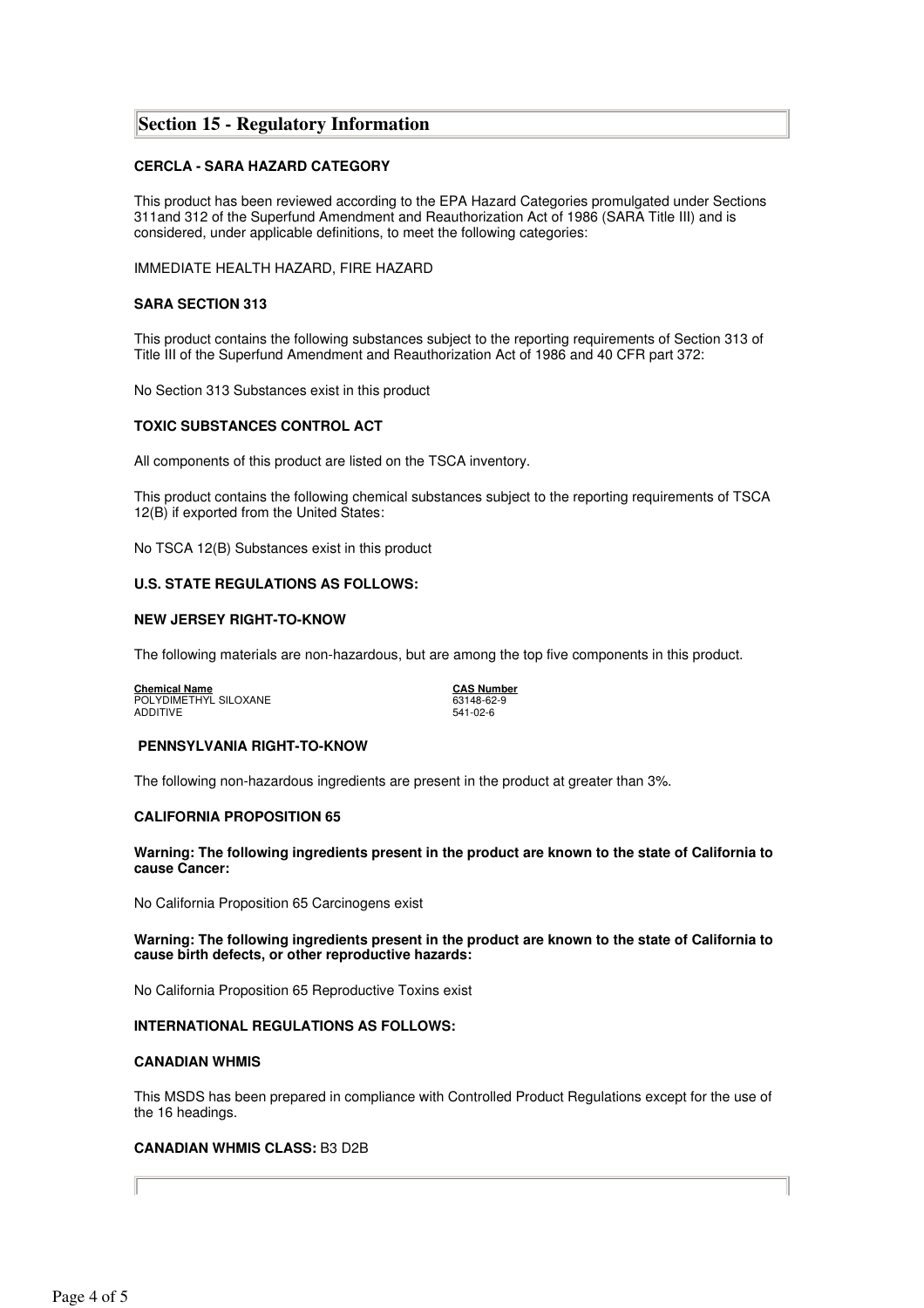## Section 15 - Regulatory Information

**CERCLA - SARA HAZARD CATEGORY**

This product has been reviewed according to the EPA Hazard Categories promulgated under Sections 311and 312 of the Superfund Amendment and Reauthorization Act of 1986 (SARA Title III) and is considered, under applicable definitions, to meet the following categories:

IMMEDIATE HEALTH HAZARD, FIRE HAZARD

**SARA SECTION 313**

This product contains the following substances subject to the reporting requirements of Section 313 of Title III of the Superfund Amendment and Reauthorization Act of 1986 and 40 CFR part 372:

No Section 313 Substances exist in this product

**TOXIC SUBSTANCES CONTROL ACT**

All components of this product are listed on the TSCA inventory.

This product contains the following chemical substances subject to the reporting requirements of TSCA 12(B) if exported from the United States:

No TSCA 12(B) Substances exist in this product

**U.S. STATE REGULATIONS AS FOLLOWS:**

**NEW JERSEY RIGHT-TO-KNOW**

The following materials are non-hazardous, but are among the top five components in this product.

| Chemical Name | CAS Number |
|---|---|
| POLYDIMETHYL SILOXANE | 63148-62-9 |
| ADDITIVE | 541-02-6 |

**PENNSYLVANIA RIGHT-TO-KNOW**

The following non-hazardous ingredients are present in the product at greater than 3%.

**CALIFORNIA PROPOSITION 65**

**Warning: The following ingredients present in the product are known to the state of California to cause Cancer:**

No California Proposition 65 Carcinogens exist

**Warning: The following ingredients present in the product are known to the state of California to cause birth defects, or other reproductive hazards:**

No California Proposition 65 Reproductive Toxins exist

**INTERNATIONAL REGULATIONS AS FOLLOWS:**

**CANADIAN WHMIS**

This MSDS has been prepared in compliance with Controlled Product Regulations except for the use of the 16 headings.

**CANADIAN WHMIS CLASS:** B3 D2B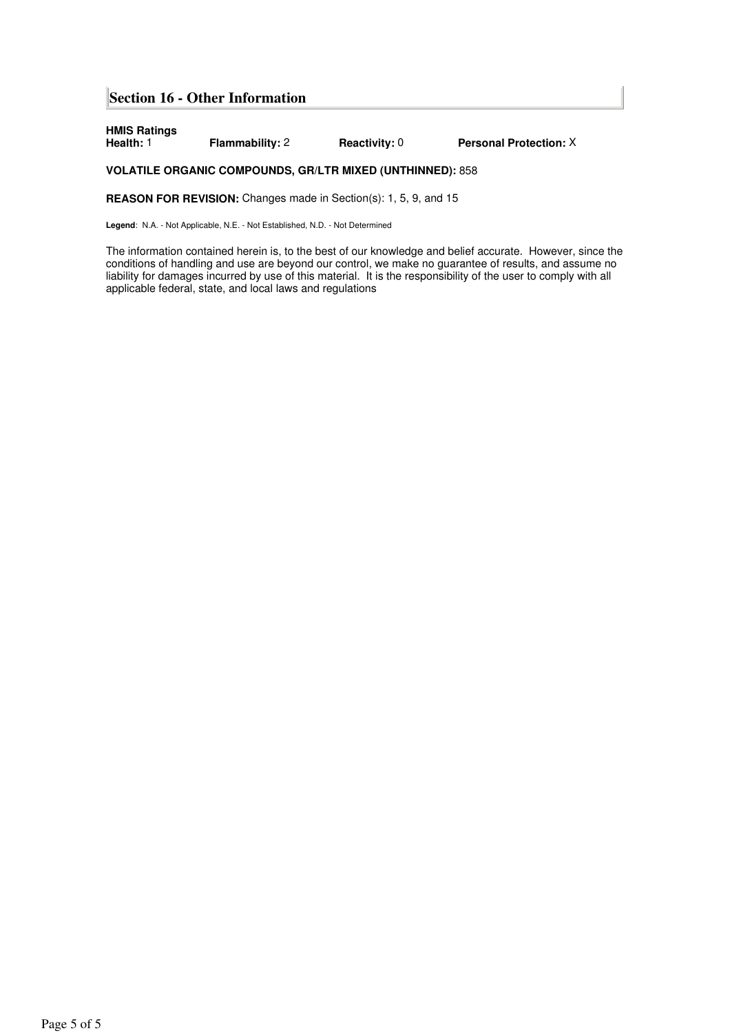## Section 16 - Other Information

**HMIS Ratings**

**Health:** 1 **Flammability:** 2 **Reactivity:** 0 **Personal Protection:** X

**VOLATILE ORGANIC COMPOUNDS, GR/LTR MIXED (UNTHINNED):** 858

**REASON FOR REVISION:** Changes made in Section(s): 1, 5, 9, and 15

**Legend**: N.A. - Not Applicable, N.E. - Not Established, N.D. - Not Determined

The information contained herein is, to the best of our knowledge and belief accurate. However, since the conditions of handling and use are beyond our control, we make no guarantee of results, and assume no liability for damages incurred by use of this material. It is the responsibility of the user to comply with all applicable federal, state, and local laws and regulations